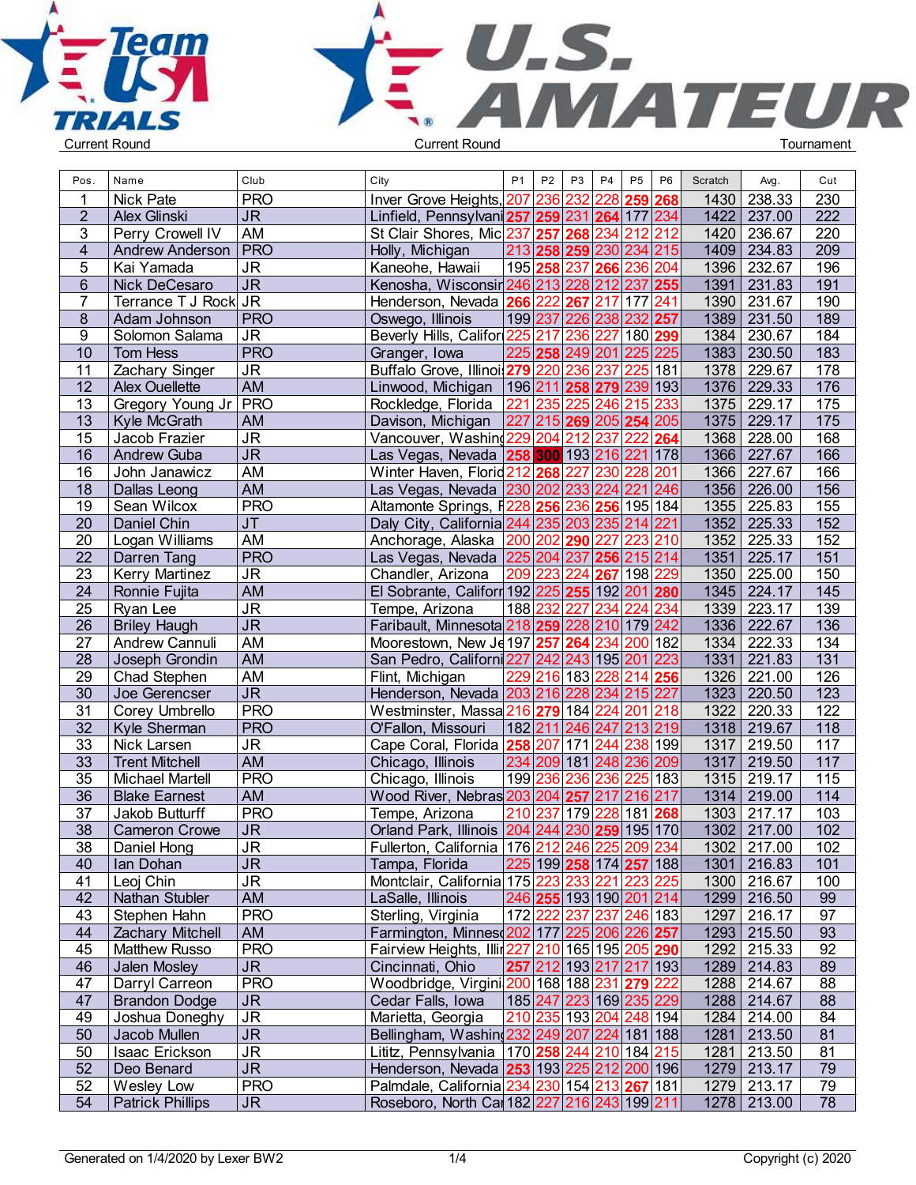Current Round — Current Round — Tournament

| Pos. | Name | Club | City | P1 | P2 | P3 | P4 | P5 | P6 | Scratch | Avg. | Cut |
|---|---|---|---|---|---|---|---|---|---|---|---|---|
| 1 | Nick Pate | PRO | Inver Grove Heights, | 207 | 236 | 232 | 228 | 259 | 268 | 1430 | 238.33 | 230 |
| 2 | Alex Glinski | JR | Linfield, Pennsylvani | 257 | 259 | 231 | 264 | 177 | 234 | 1422 | 237.00 | 222 |
| 3 | Perry Crowell IV | AM | St Clair Shores, Mic | 237 | 257 | 268 | 234 | 212 | 212 | 1420 | 236.67 | 220 |
| 4 | Andrew Anderson | PRO | Holly, Michigan | 213 | 258 | 259 | 230 | 234 | 215 | 1409 | 234.83 | 209 |
| 5 | Kai Yamada | JR | Kaneohe, Hawaii | 195 | 258 | 237 | 266 | 236 | 204 | 1396 | 232.67 | 196 |
| 6 | Nick DeCesaro | JR | Kenosha, Wisconsir | 246 | 213 | 228 | 212 | 237 | 255 | 1391 | 231.83 | 191 |
| 7 | Terrance T J Rock | JR | Henderson, Nevada | 266 | 222 | 267 | 217 | 177 | 241 | 1390 | 231.67 | 190 |
| 8 | Adam Johnson | PRO | Oswego, Illinois | 199 | 237 | 226 | 238 | 232 | 257 | 1389 | 231.50 | 189 |
| 9 | Solomon Salama | JR | Beverly Hills, Califor | 225 | 217 | 236 | 227 | 180 | 299 | 1384 | 230.67 | 184 |
| 10 | Tom Hess | PRO | Granger, Iowa | 225 | 258 | 249 | 201 | 225 | 225 | 1383 | 230.50 | 183 |
| 11 | Zachary Singer | JR | Buffalo Grove, Illinoi | 279 | 220 | 236 | 237 | 225 | 181 | 1378 | 229.67 | 178 |
| 12 | Alex Ouellette | AM | Linwood, Michigan | 196 | 211 | 258 | 279 | 239 | 193 | 1376 | 229.33 | 176 |
| 13 | Gregory Young Jr | PRO | Rockledge, Florida | 221 | 235 | 225 | 246 | 215 | 233 | 1375 | 229.17 | 175 |
| 13 | Kyle McGrath | AM | Davison, Michigan | 227 | 215 | 269 | 205 | 254 | 205 | 1375 | 229.17 | 175 |
| 15 | Jacob Frazier | JR | Vancouver, Washing | 229 | 204 | 212 | 237 | 222 | 264 | 1368 | 228.00 | 168 |
| 16 | Andrew Guba | JR | Las Vegas, Nevada | 258 | 300 | 193 | 216 | 221 | 178 | 1366 | 227.67 | 166 |
| 16 | John Janawicz | AM | Winter Haven, Florid | 212 | 268 | 227 | 230 | 228 | 201 | 1366 | 227.67 | 166 |
| 18 | Dallas Leong | AM | Las Vegas, Nevada | 230 | 202 | 233 | 224 | 221 | 246 | 1356 | 226.00 | 156 |
| 19 | Sean Wilcox | PRO | Altamonte Springs, F | 228 | 256 | 236 | 256 | 195 | 184 | 1355 | 225.83 | 155 |
| 20 | Daniel Chin | JT | Daly City, California | 244 | 235 | 203 | 235 | 214 | 221 | 1352 | 225.33 | 152 |
| 20 | Logan Williams | AM | Anchorage, Alaska | 200 | 202 | 290 | 227 | 223 | 210 | 1352 | 225.33 | 152 |
| 22 | Darren Tang | PRO | Las Vegas, Nevada | 225 | 204 | 237 | 256 | 215 | 214 | 1351 | 225.17 | 151 |
| 23 | Kerry Martinez | JR | Chandler, Arizona | 209 | 223 | 224 | 267 | 198 | 229 | 1350 | 225.00 | 150 |
| 24 | Ronnie Fujita | AM | El Sobrante, Califorr | 192 | 225 | 255 | 192 | 201 | 280 | 1345 | 224.17 | 145 |
| 25 | Ryan Lee | JR | Tempe, Arizona | 188 | 232 | 227 | 234 | 224 | 234 | 1339 | 223.17 | 139 |
| 26 | Briley Haugh | JR | Faribault, Minnesota | 218 | 259 | 228 | 210 | 179 | 242 | 1336 | 222.67 | 136 |
| 27 | Andrew Cannuli | AM | Moorestown, New Je | 197 | 257 | 264 | 234 | 200 | 182 | 1334 | 222.33 | 134 |
| 28 | Joseph Grondin | AM | San Pedro, Californi | 227 | 242 | 243 | 195 | 201 | 223 | 1331 | 221.83 | 131 |
| 29 | Chad Stephen | AM | Flint, Michigan | 229 | 216 | 183 | 228 | 214 | 256 | 1326 | 221.00 | 126 |
| 30 | Joe Gerencser | JR | Henderson, Nevada | 203 | 216 | 228 | 234 | 215 | 227 | 1323 | 220.50 | 123 |
| 31 | Corey Umbrello | PRO | Westminster, Massa | 216 | 279 | 184 | 224 | 201 | 218 | 1322 | 220.33 | 122 |
| 32 | Kyle Sherman | PRO | O'Fallon, Missouri | 182 | 211 | 246 | 247 | 213 | 219 | 1318 | 219.67 | 118 |
| 33 | Nick Larsen | JR | Cape Coral, Florida | 258 | 207 | 171 | 244 | 238 | 199 | 1317 | 219.50 | 117 |
| 33 | Trent Mitchell | AM | Chicago, Illinois | 234 | 209 | 181 | 248 | 236 | 209 | 1317 | 219.50 | 117 |
| 35 | Michael Martell | PRO | Chicago, Illinois | 199 | 236 | 236 | 236 | 225 | 183 | 1315 | 219.17 | 115 |
| 36 | Blake Earnest | AM | Wood River, Nebras | 203 | 204 | 257 | 217 | 216 | 217 | 1314 | 219.00 | 114 |
| 37 | Jakob Butturff | PRO | Tempe, Arizona | 210 | 237 | 179 | 228 | 181 | 268 | 1303 | 217.17 | 103 |
| 38 | Cameron Crowe | JR | Orland Park, Illinois | 204 | 244 | 230 | 259 | 195 | 170 | 1302 | 217.00 | 102 |
| 38 | Daniel Hong | JR | Fullerton, California | 176 | 212 | 246 | 225 | 209 | 234 | 1302 | 217.00 | 102 |
| 40 | Ian Dohan | JR | Tampa, Florida | 225 | 199 | 258 | 174 | 257 | 188 | 1301 | 216.83 | 101 |
| 41 | Leoj Chin | JR | Montclair, California | 175 | 223 | 233 | 221 | 223 | 225 | 1300 | 216.67 | 100 |
| 42 | Nathan Stubler | AM | LaSalle, Illinois | 246 | 255 | 193 | 190 | 201 | 214 | 1299 | 216.50 | 99 |
| 43 | Stephen Hahn | PRO | Sterling, Virginia | 172 | 222 | 237 | 237 | 246 | 183 | 1297 | 216.17 | 97 |
| 44 | Zachary Mitchell | AM | Farmington, Minneso | 202 | 177 | 225 | 206 | 226 | 257 | 1293 | 215.50 | 93 |
| 45 | Matthew Russo | PRO | Fairview Heights, Illir | 227 | 210 | 165 | 195 | 205 | 290 | 1292 | 215.33 | 92 |
| 46 | Jalen Mosley | JR | Cincinnati, Ohio | 257 | 212 | 193 | 217 | 217 | 193 | 1289 | 214.83 | 89 |
| 47 | Darryl Carreon | PRO | Woodbridge, Virgini | 200 | 168 | 188 | 231 | 279 | 222 | 1288 | 214.67 | 88 |
| 47 | Brandon Dodge | JR | Cedar Falls, Iowa | 185 | 247 | 223 | 169 | 235 | 229 | 1288 | 214.67 | 88 |
| 49 | Joshua Doneghy | JR | Marietta, Georgia | 210 | 235 | 193 | 204 | 248 | 194 | 1284 | 214.00 | 84 |
| 50 | Jacob Mullen | JR | Bellingham, Washing | 232 | 249 | 207 | 224 | 181 | 188 | 1281 | 213.50 | 81 |
| 50 | Isaac Erickson | JR | Lititz, Pennsylvania | 170 | 258 | 244 | 210 | 184 | 215 | 1281 | 213.50 | 81 |
| 52 | Deo Benard | JR | Henderson, Nevada | 253 | 193 | 225 | 212 | 200 | 196 | 1279 | 213.17 | 79 |
| 52 | Wesley Low | PRO | Palmdale, California | 234 | 230 | 154 | 213 | 267 | 181 | 1279 | 213.17 | 79 |
| 54 | Patrick Phillips | JR | Roseboro, North Car | 182 | 227 | 216 | 243 | 199 | 211 | 1278 | 213.00 | 78 |

Generated on 1/4/2020 by Lexer BW2 — Copyright (c) 2020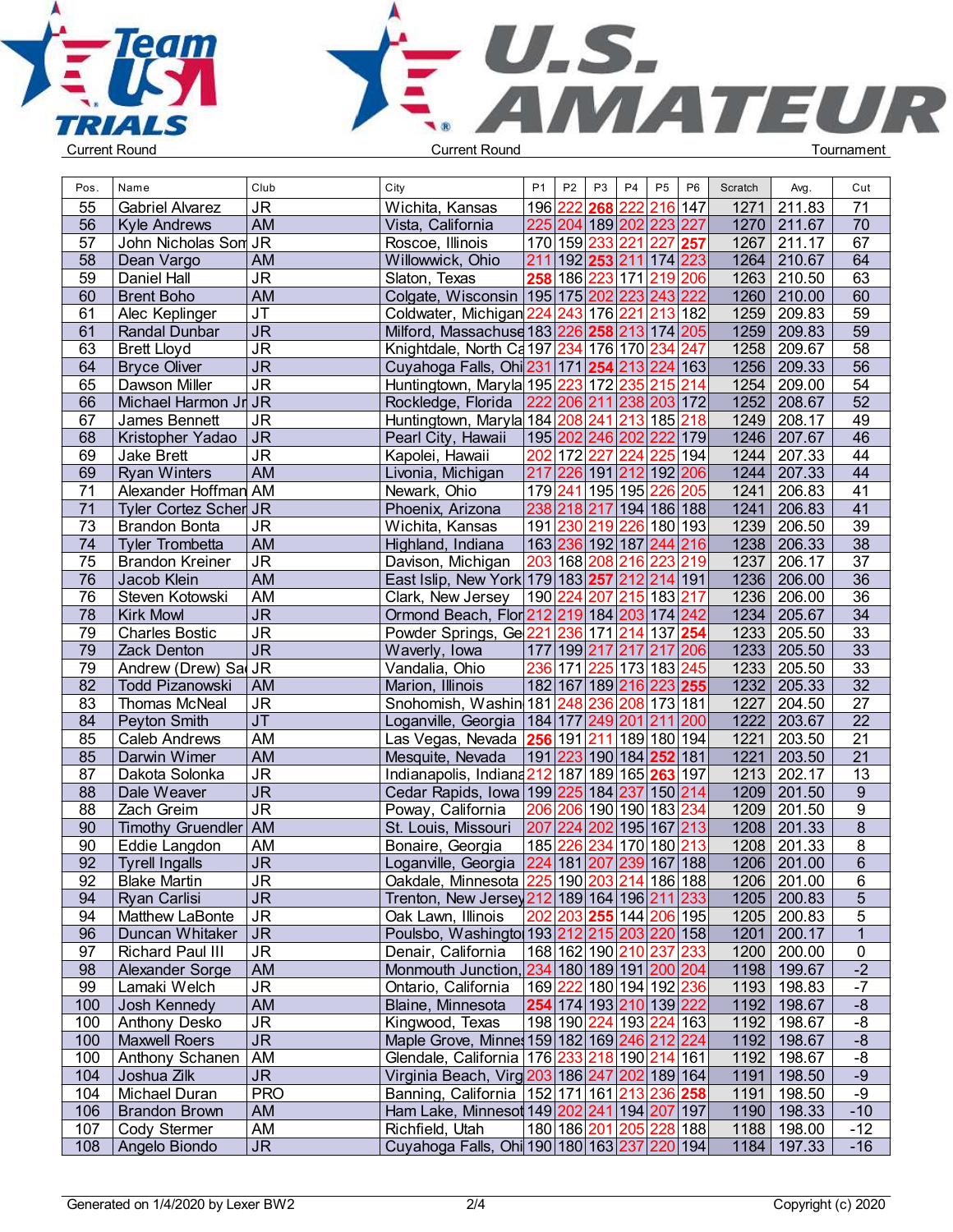Team USA TRIALS — U.S. AMATEUR

Current Round | Current Round | Tournament

| Pos. | Name | Club | City | P1 | P2 | P3 | P4 | P5 | P6 | Scratch | Avg. | Cut |
|---|---|---|---|---|---|---|---|---|---|---|---|---|
| 55 | Gabriel Alvarez | JR | Wichita, Kansas | 196 | 222 | 268 | 222 | 216 | 147 | 1271 | 211.83 | 71 |
| 56 | Kyle Andrews | AM | Vista, California | 225 | 204 | 189 | 202 | 223 | 227 | 1270 | 211.67 | 70 |
| 57 | John Nicholas Som | JR | Roscoe, Illinois | 170 | 159 | 233 | 221 | 227 | 257 | 1267 | 211.17 | 67 |
| 58 | Dean Vargo | AM | Willowwick, Ohio | 211 | 192 | 253 | 211 | 174 | 223 | 1264 | 210.67 | 64 |
| 59 | Daniel Hall | JR | Slaton, Texas | 258 | 186 | 223 | 171 | 219 | 206 | 1263 | 210.50 | 63 |
| 60 | Brent Boho | AM | Colgate, Wisconsin | 195 | 175 | 202 | 223 | 243 | 222 | 1260 | 210.00 | 60 |
| 61 | Alec Keplinger | JT | Coldwater, Michigan | 224 | 243 | 176 | 221 | 213 | 182 | 1259 | 209.83 | 59 |
| 61 | Randal Dunbar | JR | Milford, Massachuse | 183 | 226 | 258 | 213 | 174 | 205 | 1259 | 209.83 | 59 |
| 63 | Brett Lloyd | JR | Knightdale, North Ca | 197 | 234 | 176 | 170 | 234 | 247 | 1258 | 209.67 | 58 |
| 64 | Bryce Oliver | JR | Cuyahoga Falls, Ohi | 231 | 171 | 254 | 213 | 224 | 163 | 1256 | 209.33 | 56 |
| 65 | Dawson Miller | JR | Huntingtown, Maryla | 195 | 223 | 172 | 235 | 215 | 214 | 1254 | 209.00 | 54 |
| 66 | Michael Harmon Jr | JR | Rockledge, Florida | 222 | 206 | 211 | 238 | 203 | 172 | 1252 | 208.67 | 52 |
| 67 | James Bennett | JR | Huntingtown, Maryla | 184 | 208 | 241 | 213 | 185 | 218 | 1249 | 208.17 | 49 |
| 68 | Kristopher Yadao | JR | Pearl City, Hawaii | 195 | 202 | 246 | 202 | 222 | 179 | 1246 | 207.67 | 46 |
| 69 | Jake Brett | JR | Kapolei, Hawaii | 202 | 172 | 227 | 224 | 225 | 194 | 1244 | 207.33 | 44 |
| 69 | Ryan Winters | AM | Livonia, Michigan | 217 | 226 | 191 | 212 | 192 | 206 | 1244 | 207.33 | 44 |
| 71 | Alexander Hoffman | AM | Newark, Ohio | 179 | 241 | 195 | 195 | 226 | 205 | 1241 | 206.83 | 41 |
| 71 | Tyler Cortez Scher | JR | Phoenix, Arizona | 238 | 218 | 217 | 194 | 186 | 188 | 1241 | 206.83 | 41 |
| 73 | Brandon Bonta | JR | Wichita, Kansas | 191 | 230 | 219 | 226 | 180 | 193 | 1239 | 206.50 | 39 |
| 74 | Tyler Trombetta | AM | Highland, Indiana | 163 | 236 | 192 | 187 | 244 | 216 | 1238 | 206.33 | 38 |
| 75 | Brandon Kreiner | JR | Davison, Michigan | 203 | 168 | 208 | 216 | 223 | 219 | 1237 | 206.17 | 37 |
| 76 | Jacob Klein | AM | East Islip, New York | 179 | 183 | 257 | 212 | 214 | 191 | 1236 | 206.00 | 36 |
| 76 | Steven Kotowski | AM | Clark, New Jersey | 190 | 224 | 207 | 215 | 183 | 217 | 1236 | 206.00 | 36 |
| 78 | Kirk Mowl | JR | Ormond Beach, Flor | 212 | 219 | 184 | 203 | 174 | 242 | 1234 | 205.67 | 34 |
| 79 | Charles Bostic | JR | Powder Springs, Ge | 221 | 236 | 171 | 214 | 137 | 254 | 1233 | 205.50 | 33 |
| 79 | Zack Denton | JR | Waverly, Iowa | 177 | 199 | 217 | 217 | 217 | 206 | 1233 | 205.50 | 33 |
| 79 | Andrew (Drew) Sa | JR | Vandalia, Ohio | 236 | 171 | 225 | 173 | 183 | 245 | 1233 | 205.50 | 33 |
| 82 | Todd Pizanowski | AM | Marion, Illinois | 182 | 167 | 189 | 216 | 223 | 255 | 1232 | 205.33 | 32 |
| 83 | Thomas McNeal | JR | Snohomish, Washin | 181 | 248 | 236 | 208 | 173 | 181 | 1227 | 204.50 | 27 |
| 84 | Peyton Smith | JT | Loganville, Georgia | 184 | 177 | 249 | 201 | 211 | 200 | 1222 | 203.67 | 22 |
| 85 | Caleb Andrews | AM | Las Vegas, Nevada | 256 | 191 | 211 | 189 | 180 | 194 | 1221 | 203.50 | 21 |
| 85 | Darwin Wimer | AM | Mesquite, Nevada | 191 | 223 | 190 | 184 | 252 | 181 | 1221 | 203.50 | 21 |
| 87 | Dakota Solonka | JR | Indianapolis, Indiana | 212 | 187 | 189 | 165 | 263 | 197 | 1213 | 202.17 | 13 |
| 88 | Dale Weaver | JR | Cedar Rapids, Iowa | 199 | 225 | 184 | 237 | 150 | 214 | 1209 | 201.50 | 9 |
| 88 | Zach Greim | JR | Poway, California | 206 | 206 | 190 | 190 | 183 | 234 | 1209 | 201.50 | 9 |
| 90 | Timothy Gruendler | AM | St. Louis, Missouri | 207 | 224 | 202 | 195 | 167 | 213 | 1208 | 201.33 | 8 |
| 90 | Eddie Langdon | AM | Bonaire, Georgia | 185 | 226 | 234 | 170 | 180 | 213 | 1208 | 201.33 | 8 |
| 92 | Tyrell Ingalls | JR | Loganville, Georgia | 224 | 181 | 207 | 239 | 167 | 188 | 1206 | 201.00 | 6 |
| 92 | Blake Martin | JR | Oakdale, Minnesota | 225 | 190 | 203 | 214 | 186 | 188 | 1206 | 201.00 | 6 |
| 94 | Ryan Carlisi | JR | Trenton, New Jersey | 212 | 189 | 164 | 196 | 211 | 233 | 1205 | 200.83 | 5 |
| 94 | Matthew LaBonte | JR | Oak Lawn, Illinois | 202 | 203 | 255 | 144 | 206 | 195 | 1205 | 200.83 | 5 |
| 96 | Duncan Whitaker | JR | Poulsbo, Washingto | 193 | 212 | 215 | 203 | 220 | 158 | 1201 | 200.17 | 1 |
| 97 | Richard Paul III | JR | Denair, California | 168 | 162 | 190 | 210 | 237 | 233 | 1200 | 200.00 | 0 |
| 98 | Alexander Sorge | AM | Monmouth Junction, | 234 | 180 | 189 | 191 | 200 | 204 | 1198 | 199.67 | -2 |
| 99 | Lamaki Welch | JR | Ontario, California | 169 | 222 | 180 | 194 | 192 | 236 | 1193 | 198.83 | -7 |
| 100 | Josh Kennedy | AM | Blaine, Minnesota | 254 | 174 | 193 | 210 | 139 | 222 | 1192 | 198.67 | -8 |
| 100 | Anthony Desko | JR | Kingwood, Texas | 198 | 190 | 224 | 193 | 224 | 163 | 1192 | 198.67 | -8 |
| 100 | Maxwell Roers | JR | Maple Grove, Minnes | 159 | 182 | 169 | 246 | 212 | 224 | 1192 | 198.67 | -8 |
| 100 | Anthony Schanen | AM | Glendale, California | 176 | 233 | 218 | 190 | 214 | 161 | 1192 | 198.67 | -8 |
| 104 | Joshua Zilk | JR | Virginia Beach, Virg | 203 | 186 | 247 | 202 | 189 | 164 | 1191 | 198.50 | -9 |
| 104 | Michael Duran | PRO | Banning, California | 152 | 171 | 161 | 213 | 236 | 258 | 1191 | 198.50 | -9 |
| 106 | Brandon Brown | AM | Ham Lake, Minnesot | 149 | 202 | 241 | 194 | 207 | 197 | 1190 | 198.33 | -10 |
| 107 | Cody Stermer | AM | Richfield, Utah | 180 | 186 | 201 | 205 | 228 | 188 | 1188 | 198.00 | -12 |
| 108 | Angelo Biondo | JR | Cuyahoga Falls, Ohi | 190 | 180 | 163 | 237 | 220 | 194 | 1184 | 197.33 | -16 |

Generated on 1/4/2020 by Lexer BW2 | Copyright (c) 2020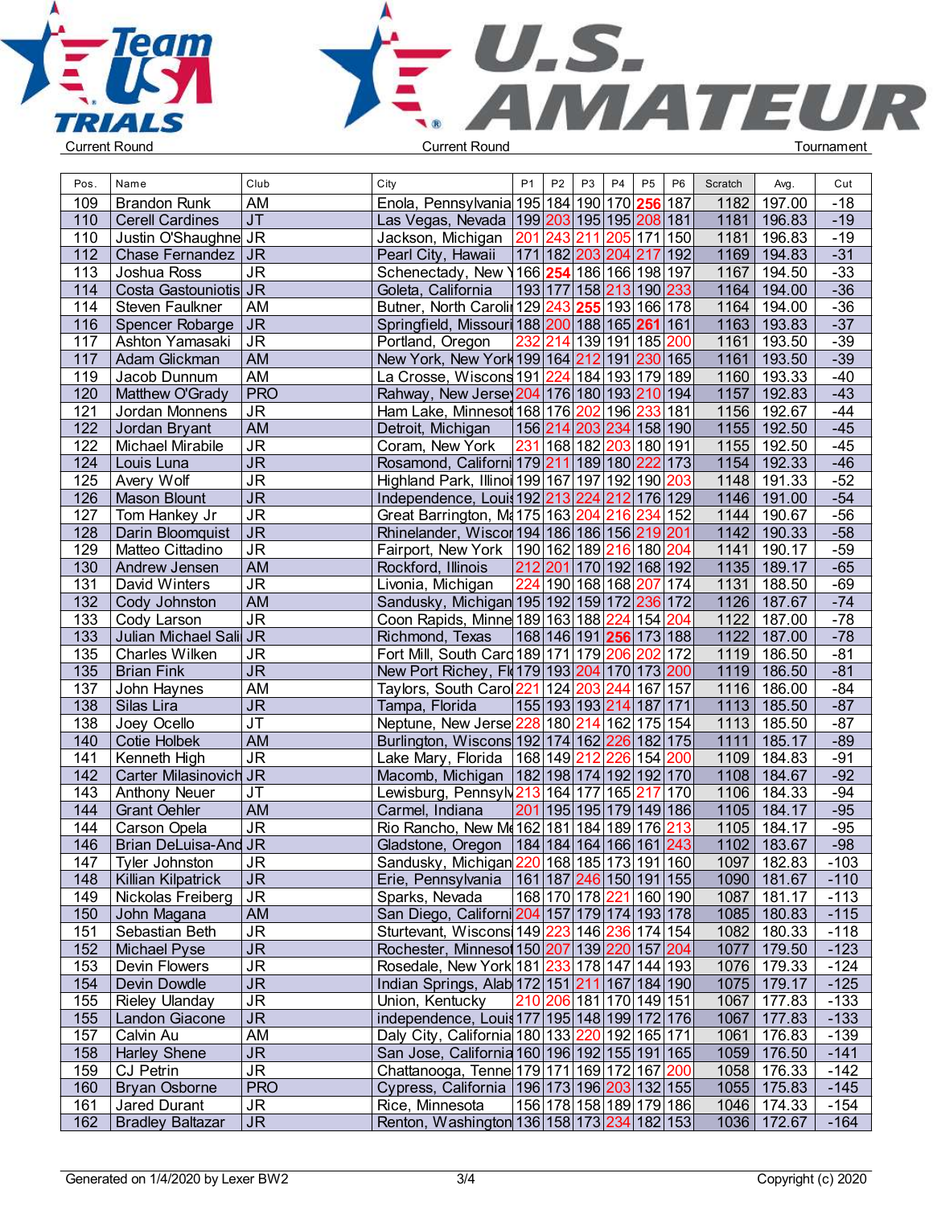Team USA Trials — U.S. Amateur

Current Round | Current Round | Tournament

| Pos. | Name | Club | City | P1 | P2 | P3 | P4 | P5 | P6 | Scratch | Avg. | Cut |
|---|---|---|---|---|---|---|---|---|---|---|---|---|
| 109 | Brandon Runk | AM | Enola, Pennsylvania | 195 | 184 | 190 | 170 | **256** | 187 | 1182 | 197.00 | -18 |
| 110 | Cerell Cardines | JT | Las Vegas, Nevada | 199 | 203 | 195 | 195 | 208 | 181 | 1181 | 196.83 | -19 |
| 110 | Justin O'Shaughne | JR | Jackson, Michigan | 201 | 243 | 211 | 205 | 171 | 150 | 1181 | 196.83 | -19 |
| 112 | Chase Fernandez | JR | Pearl City, Hawaii | 171 | 182 | 203 | 204 | 217 | 192 | 1169 | 194.83 | -31 |
| 113 | Joshua Ross | JR | Schenectady, New Y | 166 | **254** | 186 | 166 | 198 | 197 | 1167 | 194.50 | -33 |
| 114 | Costa Gastouniotis | JR | Goleta, California | 193 | 177 | 158 | 213 | 190 | 233 | 1164 | 194.00 | -36 |
| 114 | Steven Faulkner | AM | Butner, North Caroli | 129 | 243 | **255** | 193 | 166 | 178 | 1164 | 194.00 | -36 |
| 116 | Spencer Robarge | JR | Springfield, Missouri | 188 | 200 | 188 | 165 | **261** | 161 | 1163 | 193.83 | -37 |
| 117 | Ashton Yamasaki | JR | Portland, Oregon | 232 | 214 | 139 | 191 | 185 | 200 | 1161 | 193.50 | -39 |
| 117 | Adam Glickman | AM | New York, New York | 199 | 164 | 212 | 191 | 230 | 165 | 1161 | 193.50 | -39 |
| 119 | Jacob Dunnum | AM | La Crosse, Wiscons | 191 | 224 | 184 | 193 | 179 | 189 | 1160 | 193.33 | -40 |
| 120 | Matthew O'Grady | PRO | Rahway, New Jersey | 204 | 176 | 180 | 193 | 210 | 194 | 1157 | 192.83 | -43 |
| 121 | Jordan Monnens | JR | Ham Lake, Minnesot | 168 | 176 | 202 | 196 | 233 | 181 | 1156 | 192.67 | -44 |
| 122 | Jordan Bryant | AM | Detroit, Michigan | 156 | 214 | 203 | 234 | 158 | 190 | 1155 | 192.50 | -45 |
| 122 | Michael Mirabile | JR | Coram, New York | 231 | 168 | 182 | 203 | 180 | 191 | 1155 | 192.50 | -45 |
| 124 | Louis Luna | JR | Rosamond, Californi | 179 | 211 | 189 | 180 | 222 | 173 | 1154 | 192.33 | -46 |
| 125 | Avery Wolf | JR | Highland Park, Illinoi | 199 | 167 | 197 | 192 | 190 | 203 | 1148 | 191.33 | -52 |
| 126 | Mason Blount | JR | Independence, Louis | 192 | 213 | 224 | 212 | 176 | 129 | 1146 | 191.00 | -54 |
| 127 | Tom Hankey Jr | JR | Great Barrington, Ma | 175 | 163 | 204 | 216 | 234 | 152 | 1144 | 190.67 | -56 |
| 128 | Darin Bloomquist | JR | Rhinelander, Wiscor | 194 | 186 | 186 | 156 | 219 | 201 | 1142 | 190.33 | -58 |
| 129 | Matteo Cittadino | JR | Fairport, New York | 190 | 162 | 189 | 216 | 180 | 204 | 1141 | 190.17 | -59 |
| 130 | Andrew Jensen | AM | Rockford, Illinois | 212 | 201 | 170 | 192 | 168 | 192 | 1135 | 189.17 | -65 |
| 131 | David Winters | JR | Livonia, Michigan | 224 | 190 | 168 | 168 | 207 | 174 | 1131 | 188.50 | -69 |
| 132 | Cody Johnston | AM | Sandusky, Michigan | 195 | 192 | 159 | 172 | 236 | 172 | 1126 | 187.67 | -74 |
| 133 | Cody Larson | JR | Coon Rapids, Minne | 189 | 163 | 188 | 224 | 154 | 204 | 1122 | 187.00 | -78 |
| 133 | Julian Michael Sali | JR | Richmond, Texas | 168 | 146 | 191 | **256** | 173 | 188 | 1122 | 187.00 | -78 |
| 135 | Charles Wilken | JR | Fort Mill, South Caro | 189 | 171 | 179 | 206 | 202 | 172 | 1119 | 186.50 | -81 |
| 135 | Brian Fink | JR | New Port Richey, Fl | 179 | 193 | 204 | 170 | 173 | 200 | 1119 | 186.50 | -81 |
| 137 | John Haynes | AM | Taylors, South Carol | 221 | 124 | 203 | 244 | 167 | 157 | 1116 | 186.00 | -84 |
| 138 | Silas Lira | JR | Tampa, Florida | 155 | 193 | 193 | 214 | 187 | 171 | 1113 | 185.50 | -87 |
| 138 | Joey Ocello | JT | Neptune, New Jerse | 228 | 180 | 214 | 162 | 175 | 154 | 1113 | 185.50 | -87 |
| 140 | Cotie Holbek | AM | Burlington, Wiscons | 192 | 174 | 162 | 226 | 182 | 175 | 1111 | 185.17 | -89 |
| 141 | Kenneth High | JR | Lake Mary, Florida | 168 | 149 | 212 | 226 | 154 | 200 | 1109 | 184.83 | -91 |
| 142 | Carter Milasinovich | JR | Macomb, Michigan | 182 | 198 | 174 | 192 | 192 | 170 | 1108 | 184.67 | -92 |
| 143 | Anthony Neuer | JT | Lewisburg, Pennsylv | 213 | 164 | 177 | 165 | 217 | 170 | 1106 | 184.33 | -94 |
| 144 | Grant Oehler | AM | Carmel, Indiana | 201 | 195 | 195 | 179 | 149 | 186 | 1105 | 184.17 | -95 |
| 144 | Carson Opela | JR | Rio Rancho, New Me | 162 | 181 | 184 | 189 | 176 | 213 | 1105 | 184.17 | -95 |
| 146 | Brian DeLuisa-And | JR | Gladstone, Oregon | 184 | 184 | 164 | 166 | 161 | 243 | 1102 | 183.67 | -98 |
| 147 | Tyler Johnston | JR | Sandusky, Michigan | 220 | 168 | 185 | 173 | 191 | 160 | 1097 | 182.83 | -103 |
| 148 | Killian Kilpatrick | JR | Erie, Pennsylvania | 161 | 187 | 246 | 150 | 191 | 155 | 1090 | 181.67 | -110 |
| 149 | Nickolas Freiberg | JR | Sparks, Nevada | 168 | 170 | 178 | 221 | 160 | 190 | 1087 | 181.17 | -113 |
| 150 | John Magana | AM | San Diego, Californi | 204 | 157 | 179 | 174 | 193 | 178 | 1085 | 180.83 | -115 |
| 151 | Sebastian Beth | JR | Sturtevant, Wisconsi | 149 | 223 | 146 | 236 | 174 | 154 | 1082 | 180.33 | -118 |
| 152 | Michael Pyse | JR | Rochester, Minnesot | 150 | 207 | 139 | 220 | 157 | 204 | 1077 | 179.50 | -123 |
| 153 | Devin Flowers | JR | Rosedale, New York | 181 | 233 | 178 | 147 | 144 | 193 | 1076 | 179.33 | -124 |
| 154 | Devin Dowdle | JR | Indian Springs, Alab | 172 | 151 | 211 | 167 | 184 | 190 | 1075 | 179.17 | -125 |
| 155 | Rieley Ulanday | JR | Union, Kentucky | 210 | 206 | 181 | 170 | 149 | 151 | 1067 | 177.83 | -133 |
| 155 | Landon Giacone | JR | independence, Louis | 177 | 195 | 148 | 199 | 172 | 176 | 1067 | 177.83 | -133 |
| 157 | Calvin Au | AM | Daly City, California | 180 | 133 | 220 | 192 | 165 | 171 | 1061 | 176.83 | -139 |
| 158 | Harley Shene | JR | San Jose, California | 160 | 196 | 192 | 155 | 191 | 165 | 1059 | 176.50 | -141 |
| 159 | CJ Petrin | JR | Chattanooga, Tenne | 179 | 171 | 169 | 172 | 167 | 200 | 1058 | 176.33 | -142 |
| 160 | Bryan Osborne | PRO | Cypress, California | 196 | 173 | 196 | 203 | 132 | 155 | 1055 | 175.83 | -145 |
| 161 | Jared Durant | JR | Rice, Minnesota | 156 | 178 | 158 | 189 | 179 | 186 | 1046 | 174.33 | -154 |
| 162 | Bradley Baltazar | JR | Renton, Washington | 136 | 158 | 173 | 234 | 182 | 153 | 1036 | 172.67 | -164 |

Generated on 1/4/2020 by Lexer BW2 — Copyright (c) 2020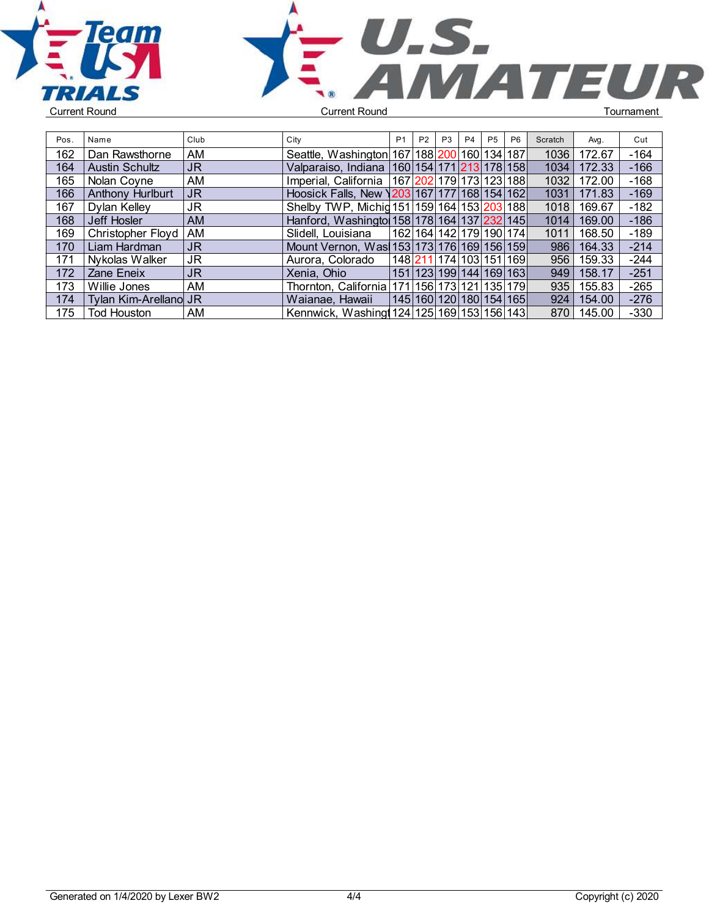Current Round | Current Round | Tournament

| Pos. | Name | Club | City | P1 | P2 | P3 | P4 | P5 | P6 | Scratch | Avg. | Cut |
|---|---|---|---|---|---|---|---|---|---|---|---|---|
| 162 | Dan Rawsthorne | AM | Seattle, Washington | 167 | 188 | 200 | 160 | 134 | 187 | 1036 | 172.67 | -164 |
| 164 | Austin Schultz | JR | Valparaiso, Indiana | 160 | 154 | 171 | 213 | 178 | 158 | 1034 | 172.33 | -166 |
| 165 | Nolan Coyne | AM | Imperial, California | 167 | 202 | 179 | 173 | 123 | 188 | 1032 | 172.00 | -168 |
| 166 | Anthony Hurlburt | JR | Hoosick Falls, New Y | 203 | 167 | 177 | 168 | 154 | 162 | 1031 | 171.83 | -169 |
| 167 | Dylan Kelley | JR | Shelby TWP, Michig | 151 | 159 | 164 | 153 | 203 | 188 | 1018 | 169.67 | -182 |
| 168 | Jeff Hosler | AM | Hanford, Washingto | 158 | 178 | 164 | 137 | 232 | 145 | 1014 | 169.00 | -186 |
| 169 | Christopher Floyd | AM | Slidell, Louisiana | 162 | 164 | 142 | 179 | 190 | 174 | 1011 | 168.50 | -189 |
| 170 | Liam Hardman | JR | Mount Vernon, Wasl | 153 | 173 | 176 | 169 | 156 | 159 | 986 | 164.33 | -214 |
| 171 | Nykolas Walker | JR | Aurora, Colorado | 148 | 211 | 174 | 103 | 151 | 169 | 956 | 159.33 | -244 |
| 172 | Zane Eneix | JR | Xenia, Ohio | 151 | 123 | 199 | 144 | 169 | 163 | 949 | 158.17 | -251 |
| 173 | Willie Jones | AM | Thornton, California | 171 | 156 | 173 | 121 | 135 | 179 | 935 | 155.83 | -265 |
| 174 | Tylan Kim-Arellano | JR | Waianae, Hawaii | 145 | 160 | 120 | 180 | 154 | 165 | 924 | 154.00 | -276 |
| 175 | Tod Houston | AM | Kennwick, Washingt | 124 | 125 | 169 | 153 | 156 | 143 | 870 | 145.00 | -330 |

Generated on 1/4/2020 by Lexer BW2 | Copyright (c) 2020